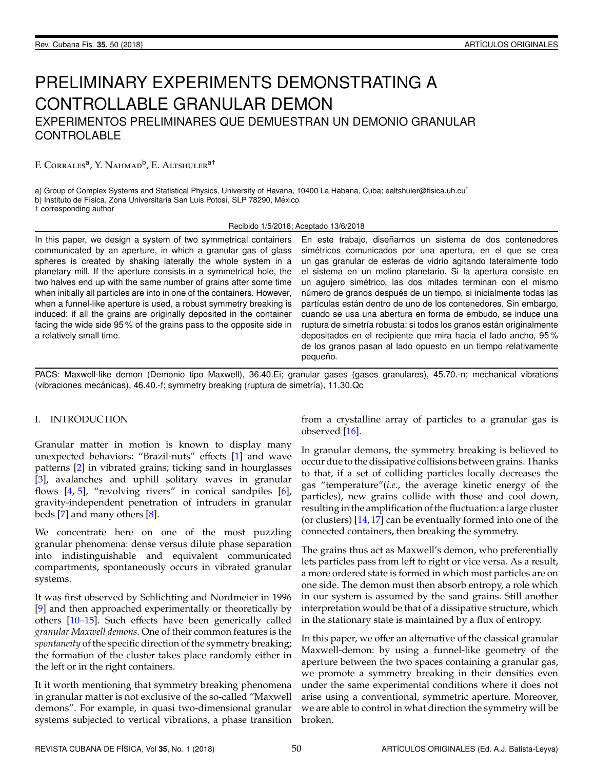# PRELIMINARY EXPERIMENTS DEMONSTRATING A CONTROLLABLE GRANULAR DEMON

## EXPERIMENTOS PRELIMINARES QUE DEMUESTRAN UN DEMONIO GRANULAR CONTROLABLE

F. Corrales[a], Y. Nahmad[b], E. Altshuler[a†]

a) Group of Complex Systems and Statistical Physics, University of Havana, 10400 La Habana, Cuba; ealtshuler@fisica.uh.cu[†]
b) Instituto de Física, Zona Universitaria San Luis Potosí, SLP 78290, México.
† corresponding author

Recibido 1/5/2018; Aceptado 13/6/2018

In this paper, we design a system of two symmetrical containers communicated by an aperture, in which a granular gas of glass spheres is created by shaking laterally the whole system in a planetary mill. If the aperture consists in a symmetrical hole, the two halves end up with the same number of grains after some time when initially all particles are into in one of the containers. However, when a funnel-like aperture is used, a robust symmetry breaking is induced: if all the grains are originally deposited in the container facing the wide side 95 % of the grains pass to the opposite side in a relatively small time.

En este trabajo, diseñamos un sistema de dos contenedores simétricos comunicados por una apertura, en el que se crea un gas granular de esferas de vidrio agitando lateralmente todo el sistema en un molino planetario. Si la apertura consiste en un agujero simétrico, las dos mitades terminan con el mismo número de granos después de un tiempo, si inicialmente todas las partículas están dentro de uno de los contenedores. Sin embargo, cuando se usa una abertura en forma de embudo, se induce una ruptura de simetría robusta: si todos los granos están originalmente depositados en el recipiente que mira hacia el lado ancho, 95 % de los granos pasan al lado opuesto en un tiempo relativamente pequeño.

PACS: Maxwell-like demon (Demonio tipo Maxwell), 36.40.Ei; granular gases (gases granulares), 45.70.-n; mechanical vibrations (vibraciones mecánicas), 46.40.-f; symmetry breaking (ruptura de simetría), 11.30.Qc

## I. INTRODUCTION

Granular matter in motion is known to display many unexpected behaviors: "Brazil-nuts" effects [1] and wave patterns [2] in vibrated grains; ticking sand in hourglasses [3], avalanches and uphill solitary waves in granular flows [4, 5], "revolving rivers" in conical sandpiles [6], gravity-independent penetration of intruders in granular beds [7] and many others [8].

We concentrate here on one of the most puzzling granular phenomena: dense versus dilute phase separation into indistinguishable and equivalent communicated compartments, spontaneously occurs in vibrated granular systems.

It was first observed by Schlichting and Nordmeier in 1996 [9] and then approached experimentally or theoretically by others [10–15]. Such effects have been generically called *granular Maxwell demons*. One of their common features is the *spontaneity* of the specific direction of the symmetry breaking; the formation of the cluster takes place randomly either in the left or in the right containers.

It it worth mentioning that symmetry breaking phenomena in granular matter is not exclusive of the so-called "Maxwell demons". For example, in quasi two-dimensional granular systems subjected to vertical vibrations, a phase transition from a crystalline array of particles to a granular gas is observed [16].

In granular demons, the symmetry breaking is believed to occur due to the dissipative collisions between grains. Thanks to that, if a set of colliding particles locally decreases the gas "temperature"(*i.e.*, the average kinetic energy of the particles), new grains collide with those and cool down, resulting in the amplification of the fluctuation: a large cluster (or clusters) [14, 17] can be eventually formed into one of the connected containers, then breaking the symmetry.

The grains thus act as Maxwell's demon, who preferentially lets particles pass from left to right or vice versa. As a result, a more ordered state is formed in which most particles are on one side. The demon must then absorb entropy, a role which in our system is assumed by the sand grains. Still another interpretation would be that of a dissipative structure, which in the stationary state is maintained by a flux of entropy.

In this paper, we offer an alternative of the classical granular Maxwell-demon: by using a funnel-like geometry of the aperture between the two spaces containing a granular gas, we promote a symmetry breaking in their densities even under the same experimental conditions where it does not arise using a conventional, symmetric aperture. Moreover, we are able to control in what direction the symmetry will be broken.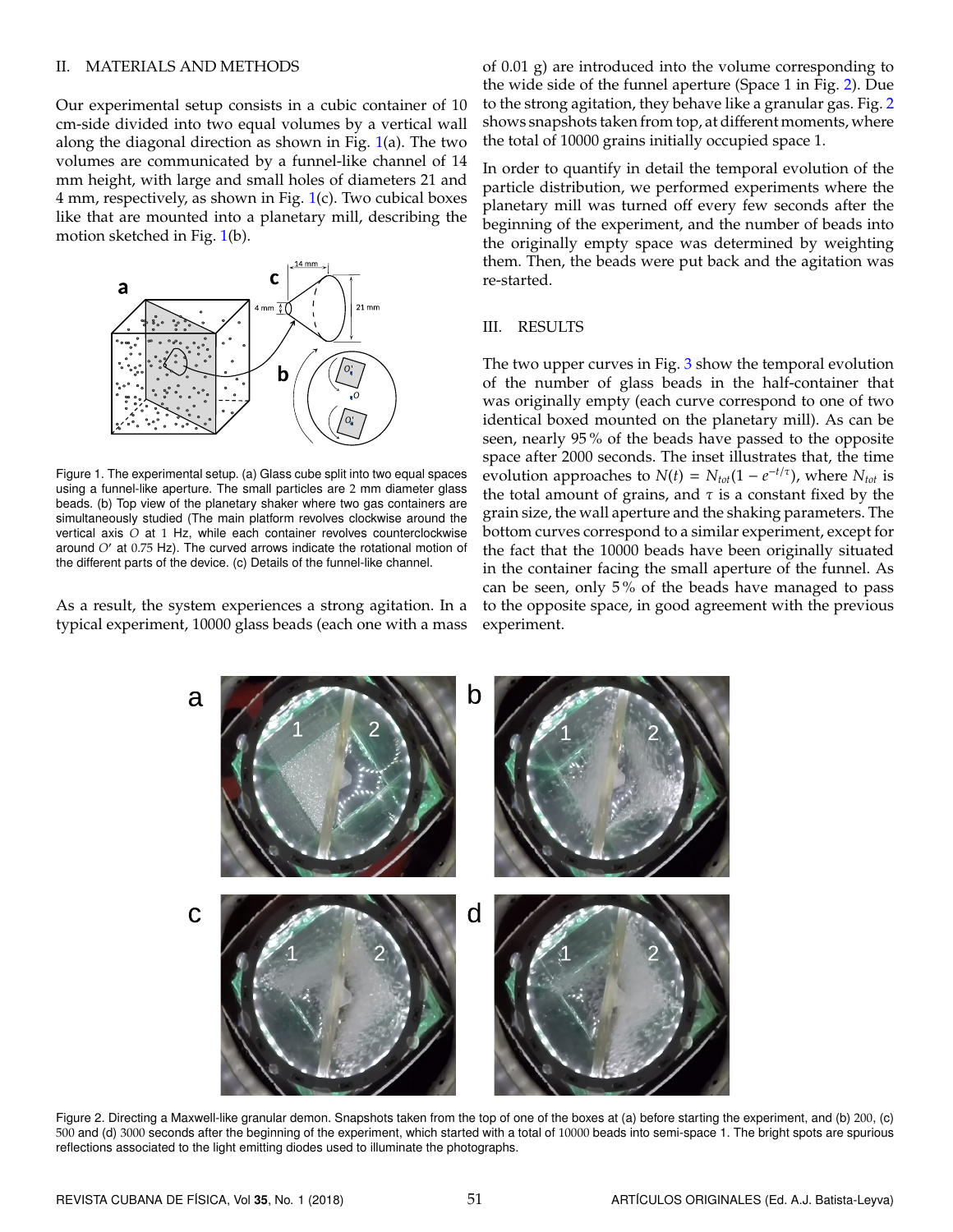## II. MATERIALS AND METHODS

Our experimental setup consists in a cubic container of 10 cm-side divided into two equal volumes by a vertical wall along the diagonal direction as shown in Fig. 1(a). The two volumes are communicated by a funnel-like channel of 14 mm height, with large and small holes of diameters 21 and 4 mm, respectively, as shown in Fig. 1(c). Two cubical boxes like that are mounted into a planetary mill, describing the motion sketched in Fig. 1(b).

Figure 1. The experimental setup. (a) Glass cube split into two equal spaces using a funnel-like aperture. The small particles are 2 mm diameter glass beads. (b) Top view of the planetary shaker where two gas containers are simultaneously studied (The main platform revolves clockwise around the vertical axis $O$ at 1 Hz, while each container revolves counterclockwise around $O'$ at 0.75 Hz). The curved arrows indicate the rotational motion of the different parts of the device. (c) Details of the funnel-like channel.

As a result, the system experiences a strong agitation. In a typical experiment, 10000 glass beads (each one with a mass of 0.01 g) are introduced into the volume corresponding to the wide side of the funnel aperture (Space 1 in Fig. 2). Due to the strong agitation, they behave like a granular gas. Fig. 2 shows snapshots taken from top, at different moments, where the total of 10000 grains initially occupied space 1.

In order to quantify in detail the temporal evolution of the particle distribution, we performed experiments where the planetary mill was turned off every few seconds after the beginning of the experiment, and the number of beads into the originally empty space was determined by weighting them. Then, the beads were put back and the agitation was re-started.

## III. RESULTS

The two upper curves in Fig. 3 show the temporal evolution of the number of glass beads in the half-container that was originally empty (each curve correspond to one of two identical boxed mounted on the planetary mill). As can be seen, nearly 95 % of the beads have passed to the opposite space after 2000 seconds. The inset illustrates that, the time evolution approaches to $N(t) = N_{tot}(1 - e^{-t/\tau})$, where $N_{tot}$ is the total amount of grains, and $\tau$ is a constant fixed by the grain size, the wall aperture and the shaking parameters. The bottom curves correspond to a similar experiment, except for the fact that the 10000 beads have been originally situated in the container facing the small aperture of the funnel. As can be seen, only 5 % of the beads have managed to pass to the opposite space, in good agreement with the previous experiment.

Figure 2. Directing a Maxwell-like granular demon. Snapshots taken from the top of one of the boxes at (a) before starting the experiment, and (b) 200, (c) 500 and (d) 3000 seconds after the beginning of the experiment, which started with a total of 10000 beads into semi-space 1. The bright spots are spurious reflections associated to the light emitting diodes used to illuminate the photographs.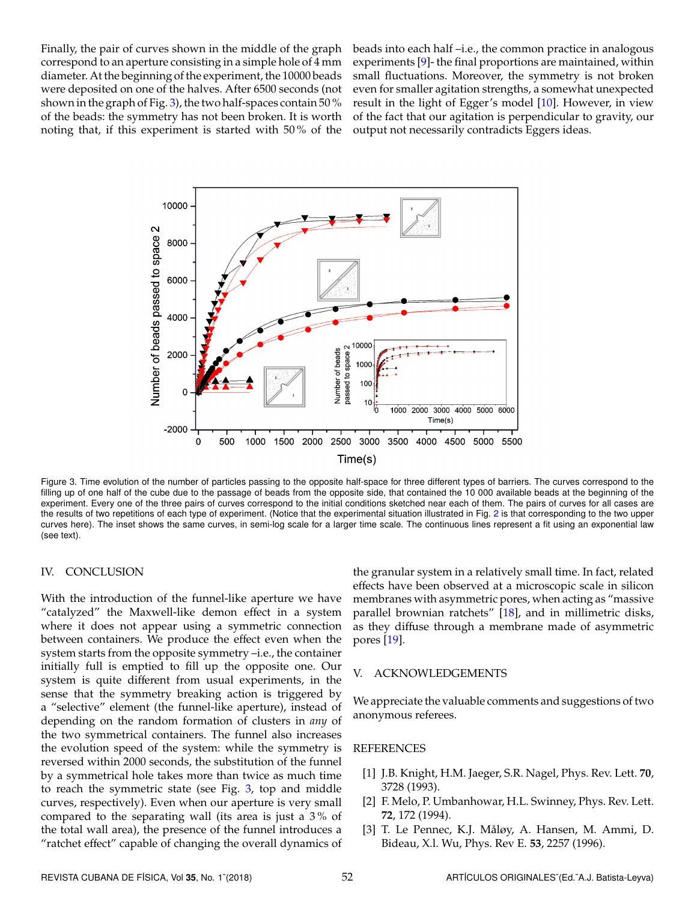Finally, the pair of curves shown in the middle of the graph correspond to an aperture consisting in a simple hole of 4 mm diameter. At the beginning of the experiment, the 10000 beads were deposited on one of the halves. After 6500 seconds (not shown in the graph of Fig. 3), the two half-spaces contain 50 % of the beads: the symmetry has not been broken. It is worth noting that, if this experiment is started with 50 % of the beads into each half –i.e., the common practice in analogous experiments [9]- the final proportions are maintained, within small fluctuations. Moreover, the symmetry is not broken even for smaller agitation strengths, a somewhat unexpected result in the light of Egger's model [10]. However, in view of the fact that our agitation is perpendicular to gravity, our output not necessarily contradicts Eggers ideas.

Figure 3. Time evolution of the number of particles passing to the opposite half-space for three different types of barriers. The curves correspond to the filling up of one half of the cube due to the passage of beads from the opposite side, that contained the 10 000 available beads at the beginning of the experiment. Every one of the three pairs of curves correspond to the initial conditions sketched near each of them. The pairs of curves for all cases are the results of two repetitions of each type of experiment. (Notice that the experimental situation illustrated in Fig. 2 is that corresponding to the two upper curves here). The inset shows the same curves, in semi-log scale for a larger time scale. The continuous lines represent a fit using an exponential law (see text).

## IV. CONCLUSION

With the introduction of the funnel-like aperture we have "catalyzed" the Maxwell-like demon effect in a system where it does not appear using a symmetric connection between containers. We produce the effect even when the system starts from the opposite symmetry –i.e., the container initially full is emptied to fill up the opposite one. Our system is quite different from usual experiments, in the sense that the symmetry breaking action is triggered by a "selective" element (the funnel-like aperture), instead of depending on the random formation of clusters in *any* of the two symmetrical containers. The funnel also increases the evolution speed of the system: while the symmetry is reversed within 2000 seconds, the substitution of the funnel by a symmetrical hole takes more than twice as much time to reach the symmetric state (see Fig. 3, top and middle curves, respectively). Even when our aperture is very small compared to the separating wall (its area is just a 3 % of the total wall area), the presence of the funnel introduces a "ratchet effect" capable of changing the overall dynamics of the granular system in a relatively small time. In fact, related effects have been observed at a microscopic scale in silicon membranes with asymmetric pores, when acting as "massive parallel brownian ratchets" [18], and in millimetric disks, as they diffuse through a membrane made of asymmetric pores [19].

## V. ACKNOWLEDGEMENTS

We appreciate the valuable comments and suggestions of two anonymous referees.

## REFERENCES

[1] J.B. Knight, H.M. Jaeger, S.R. Nagel, Phys. Rev. Lett. **70**, 3728 (1993).

[2] F. Melo, P. Umbanhowar, H.L. Swinney, Phys. Rev. Lett. **72**, 172 (1994).

[3] T. Le Pennec, K.J. Måløy, A. Hansen, M. Ammi, D. Bideau, X.l. Wu, Phys. Rev E. **53**, 2257 (1996).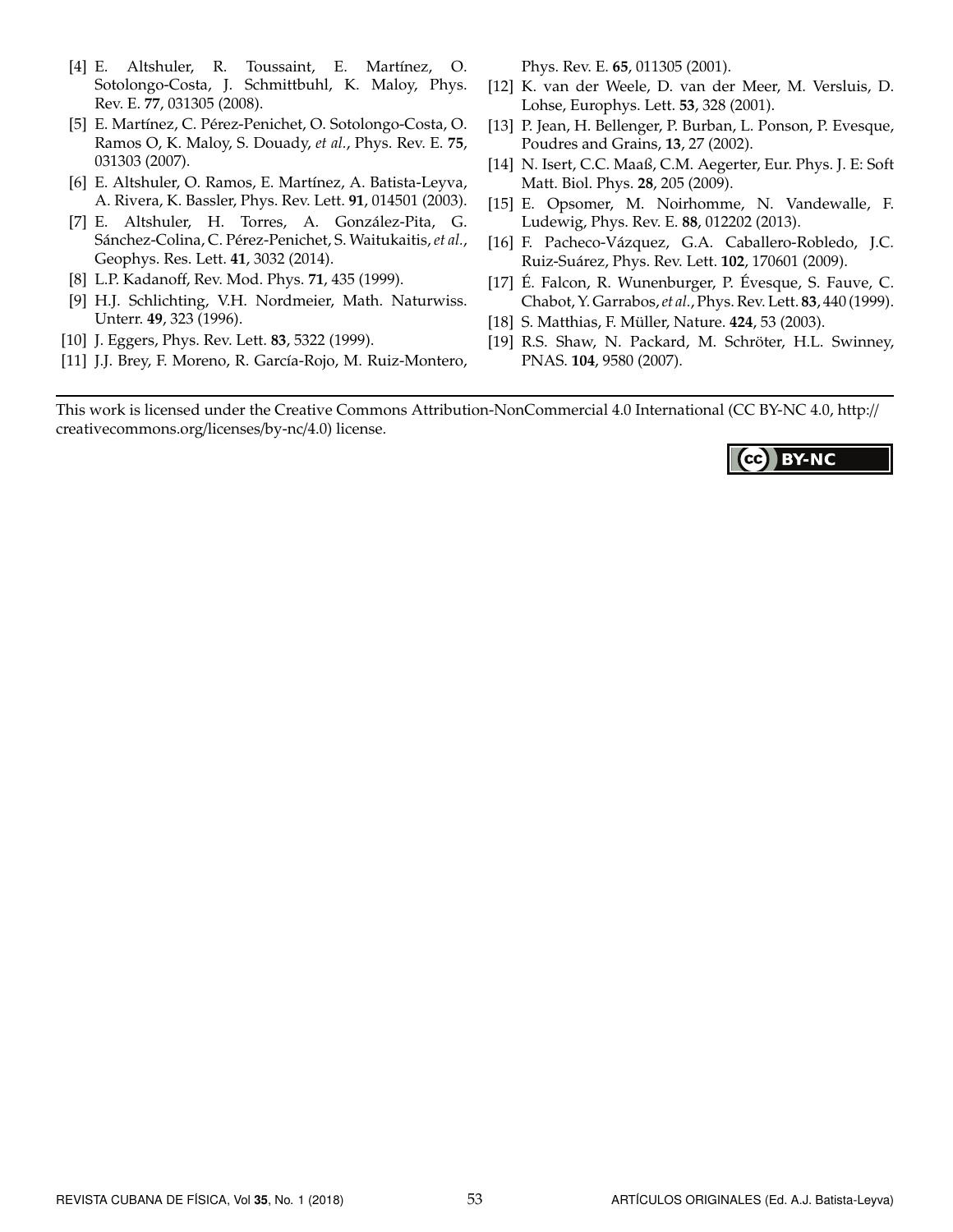[4] E. Altshuler, R. Toussaint, E. Martínez, O. Sotolongo-Costa, J. Schmittbuhl, K. Maloy, Phys. Rev. E. **77**, 031305 (2008).

[5] E. Martínez, C. Pérez-Penichet, O. Sotolongo-Costa, O. Ramos O, K. Maloy, S. Douady, *et al.*, Phys. Rev. E. **75**, 031303 (2007).

[6] E. Altshuler, O. Ramos, E. Martínez, A. Batista-Leyva, A. Rivera, K. Bassler, Phys. Rev. Lett. **91**, 014501 (2003).

[7] E. Altshuler, H. Torres, A. González-Pita, G. Sánchez-Colina, C. Pérez-Penichet, S. Waitukaitis, *et al.*, Geophys. Res. Lett. **41**, 3032 (2014).

[8] L.P. Kadanoff, Rev. Mod. Phys. **71**, 435 (1999).

[9] H.J. Schlichting, V.H. Nordmeier, Math. Naturwiss. Unterr. **49**, 323 (1996).

[10] J. Eggers, Phys. Rev. Lett. **83**, 5322 (1999).

[11] J.J. Brey, F. Moreno, R. García-Rojo, M. Ruiz-Montero, Phys. Rev. E. **65**, 011305 (2001).

[12] K. van der Weele, D. van der Meer, M. Versluis, D. Lohse, Europhys. Lett. **53**, 328 (2001).

[13] P. Jean, H. Bellenger, P. Burban, L. Ponson, P. Evesque, Poudres and Grains, **13**, 27 (2002).

[14] N. Isert, C.C. Maaß, C.M. Aegerter, Eur. Phys. J. E: Soft Matt. Biol. Phys. **28**, 205 (2009).

[15] E. Opsomer, M. Noirhomme, N. Vandewalle, F. Ludewig, Phys. Rev. E. **88**, 012202 (2013).

[16] F. Pacheco-Vázquez, G.A. Caballero-Robledo, J.C. Ruiz-Suárez, Phys. Rev. Lett. **102**, 170601 (2009).

[17] É. Falcon, R. Wunenburger, P. Évesque, S. Fauve, C. Chabot, Y. Garrabos, *et al.*, Phys. Rev. Lett. **83**, 440 (1999).

[18] S. Matthias, F. Müller, Nature. **424**, 53 (2003).

[19] R.S. Shaw, N. Packard, M. Schröter, H.L. Swinney, PNAS. **104**, 9580 (2007).

---

This work is licensed under the Creative Commons Attribution-NonCommercial 4.0 International (CC BY-NC 4.0, http://creativecommons.org/licenses/by-nc/4.0) license.

CC BY-NC